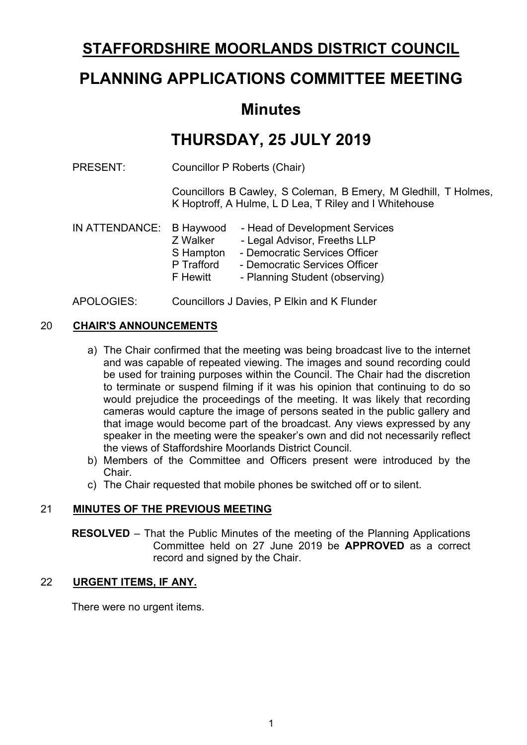# STAFFORDSHIRE MOORLANDS DISTRICT COUNCIL

# PLANNING APPLICATIONS COMMITTEE MEETING

## Minutes

## THURSDAY, 25 JULY 2019

PRESENT: Councillor P Roberts (Chair)

Councillors B Cawley, S Coleman, B Emery, M Gledhill, T Holmes, K Hoptroff, A Hulme, L D Lea, T Riley and I Whitehouse

IN ATTENDANCE:

- B Haywood - Head of Development Services
- Z Walker - Legal Advisor, Freeths LLP
- S Hampton - Democratic Services Officer
- P Trafford - Democratic Services Officer
- F Hewitt - Planning Student (observing)

APOLOGIES: Councillors J Davies, P Elkin and K Flunder

### 20 CHAIR'S ANNOUNCEMENTS

a) The Chair confirmed that the meeting was being broadcast live to the internet and was capable of repeated viewing. The images and sound recording could be used for training purposes within the Council. The Chair had the discretion to terminate or suspend filming if it was his opinion that continuing to do so would prejudice the proceedings of the meeting. It was likely that recording cameras would capture the image of persons seated in the public gallery and that image would become part of the broadcast. Any views expressed by any speaker in the meeting were the speaker's own and did not necessarily reflect the views of Staffordshire Moorlands District Council.

b) Members of the Committee and Officers present were introduced by the Chair.

c) The Chair requested that mobile phones be switched off or to silent.

### 21 MINUTES OF THE PREVIOUS MEETING

**RESOLVED** – That the Public Minutes of the meeting of the Planning Applications Committee held on 27 June 2019 be **APPROVED** as a correct record and signed by the Chair.

### 22 URGENT ITEMS, IF ANY.

There were no urgent items.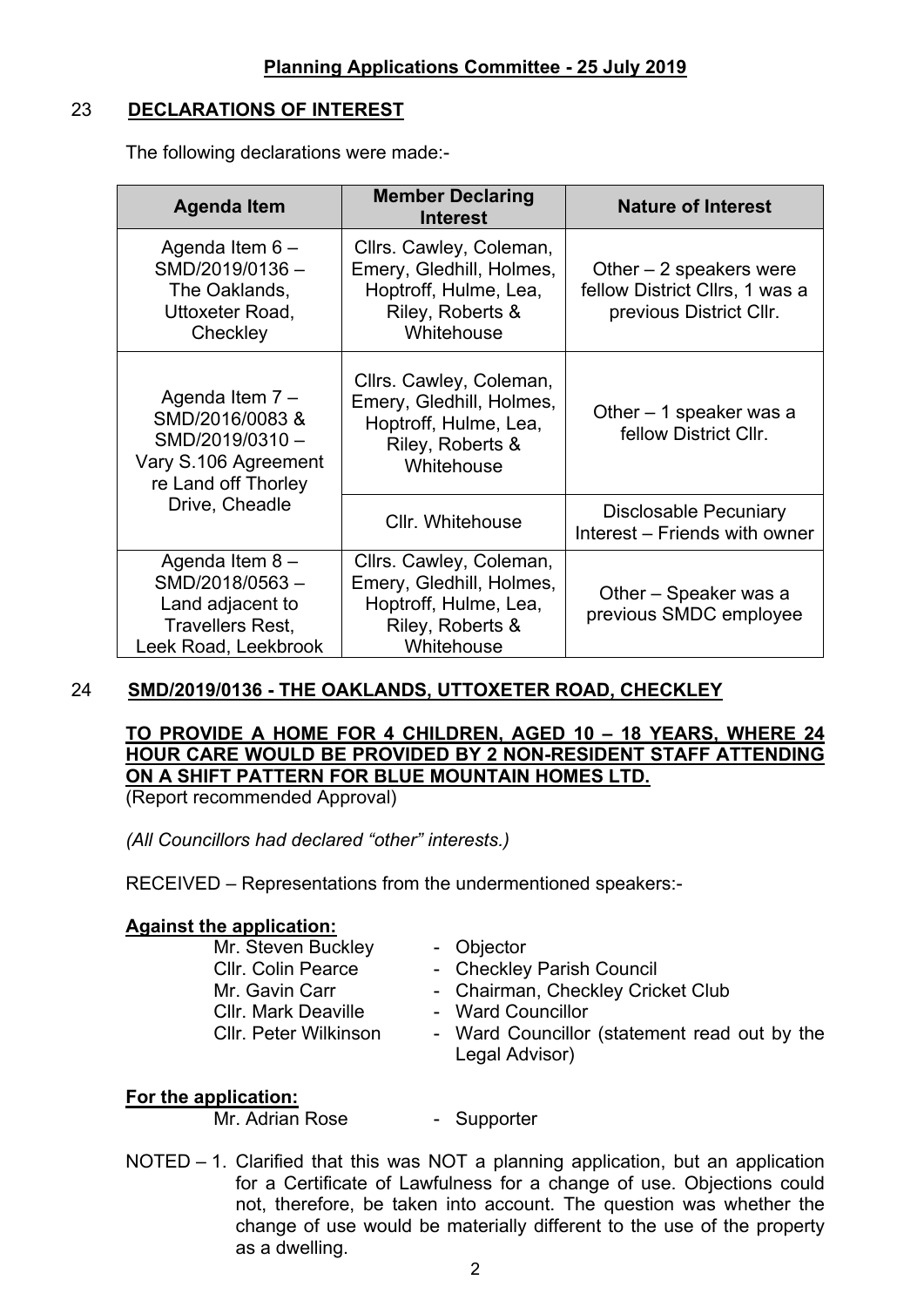**Planning Applications Committee - 25 July 2019**

## 23 DECLARATIONS OF INTEREST

The following declarations were made:-

| Agenda Item | Member Declaring Interest | Nature of Interest |
|---|---|---|
| Agenda Item 6 – SMD/2019/0136 – The Oaklands, Uttoxeter Road, Checkley | Cllrs. Cawley, Coleman, Emery, Gledhill, Holmes, Hoptroff, Hulme, Lea, Riley, Roberts & Whitehouse | Other – 2 speakers were fellow District Cllrs, 1 was a previous District Cllr. |
| Agenda Item 7 – SMD/2016/0083 & SMD/2019/0310 – Vary S.106 Agreement re Land off Thorley Drive, Cheadle | Cllrs. Cawley, Coleman, Emery, Gledhill, Holmes, Hoptroff, Hulme, Lea, Riley, Roberts & Whitehouse | Other – 1 speaker was a fellow District Cllr. |
| | Cllr. Whitehouse | Disclosable Pecuniary Interest – Friends with owner |
| Agenda Item 8 – SMD/2018/0563 – Land adjacent to Travellers Rest, Leek Road, Leekbrook | Cllrs. Cawley, Coleman, Emery, Gledhill, Holmes, Hoptroff, Hulme, Lea, Riley, Roberts & Whitehouse | Other – Speaker was a previous SMDC employee |

## 24 SMD/2019/0136 - THE OAKLANDS, UTTOXETER ROAD, CHECKLEY

**TO PROVIDE A HOME FOR 4 CHILDREN, AGED 10 – 18 YEARS, WHERE 24 HOUR CARE WOULD BE PROVIDED BY 2 NON-RESIDENT STAFF ATTENDING ON A SHIFT PATTERN FOR BLUE MOUNTAIN HOMES LTD.**
(Report recommended Approval)

*(All Councillors had declared "other" interests.)*

RECEIVED – Representations from the undermentioned speakers:-

**Against the application:**

- Mr. Steven Buckley - Objector
- Cllr. Colin Pearce - Checkley Parish Council
- Mr. Gavin Carr - Chairman, Checkley Cricket Club
- Cllr. Mark Deaville - Ward Councillor
- Cllr. Peter Wilkinson - Ward Councillor (statement read out by the Legal Advisor)

**For the application:**

- Mr. Adrian Rose - Supporter

NOTED – 1. Clarified that this was NOT a planning application, but an application for a Certificate of Lawfulness for a change of use. Objections could not, therefore, be taken into account. The question was whether the change of use would be materially different to the use of the property as a dwelling.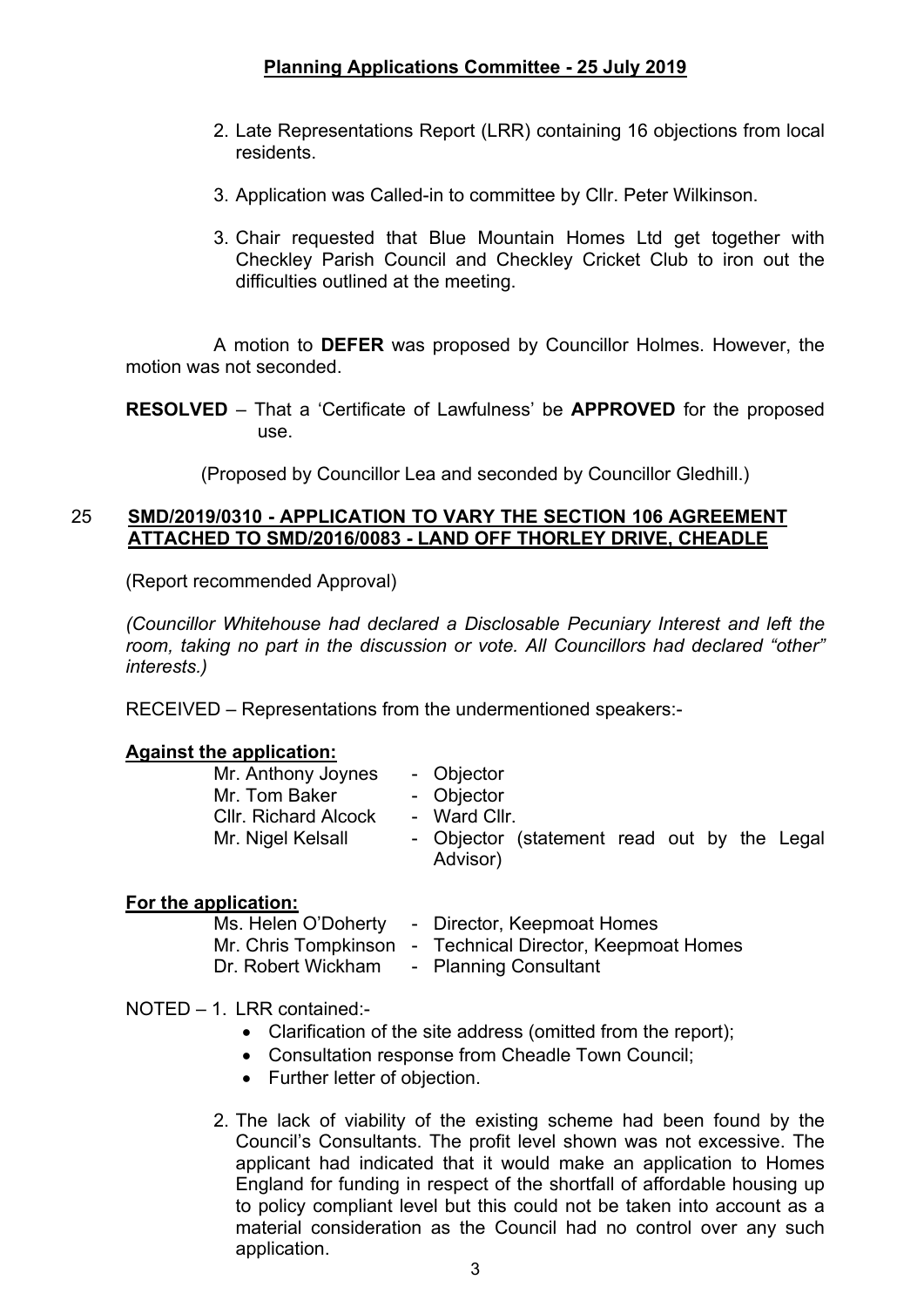2. Late Representations Report (LRR) containing 16 objections from local residents.

3. Application was Called-in to committee by Cllr. Peter Wilkinson.

3. Chair requested that Blue Mountain Homes Ltd get together with Checkley Parish Council and Checkley Cricket Club to iron out the difficulties outlined at the meeting.

A motion to **DEFER** was proposed by Councillor Holmes. However, the motion was not seconded.

**RESOLVED** – That a 'Certificate of Lawfulness' be **APPROVED** for the proposed use.

(Proposed by Councillor Lea and seconded by Councillor Gledhill.)

## 25 SMD/2019/0310 - APPLICATION TO VARY THE SECTION 106 AGREEMENT ATTACHED TO SMD/2016/0083 - LAND OFF THORLEY DRIVE, CHEADLE

(Report recommended Approval)

*(Councillor Whitehouse had declared a Disclosable Pecuniary Interest and left the room, taking no part in the discussion or vote. All Councillors had declared "other" interests.)*

RECEIVED – Representations from the undermentioned speakers:-

**Against the application:**

| | |
|---|---|
| Mr. Anthony Joynes | - Objector |
| Mr. Tom Baker | - Objector |
| Cllr. Richard Alcock | - Ward Cllr. |
| Mr. Nigel Kelsall | - Objector (statement read out by the Legal Advisor) |

**For the application:**

| | |
|---|---|
| Ms. Helen O'Doherty | - Director, Keepmoat Homes |
| Mr. Chris Tompkinson | - Technical Director, Keepmoat Homes |
| Dr. Robert Wickham | - Planning Consultant |

NOTED – 1. LRR contained:-

- Clarification of the site address (omitted from the report);
- Consultation response from Cheadle Town Council;
- Further letter of objection.

2. The lack of viability of the existing scheme had been found by the Council's Consultants. The profit level shown was not excessive. The applicant had indicated that it would make an application to Homes England for funding in respect of the shortfall of affordable housing up to policy compliant level but this could not be taken into account as a material consideration as the Council had no control over any such application.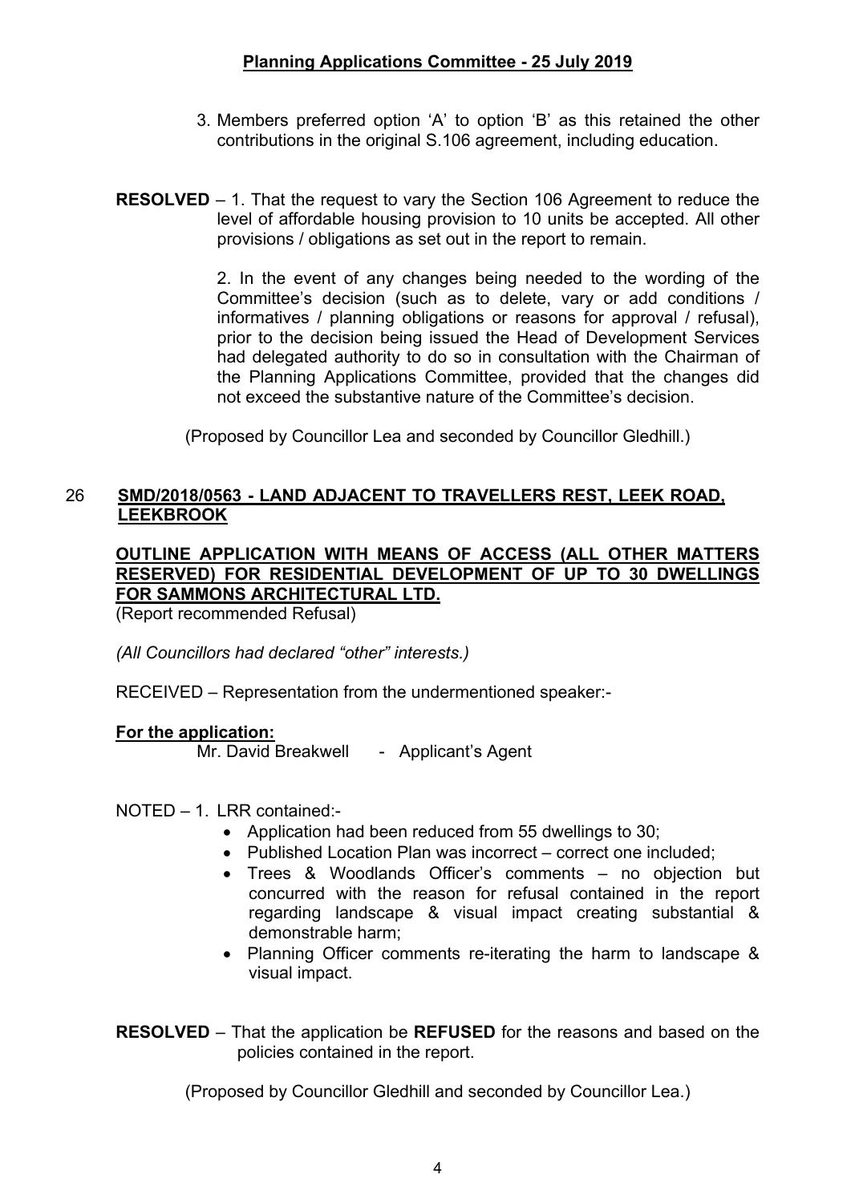3. Members preferred option 'A' to option 'B' as this retained the other contributions in the original S.106 agreement, including education.

**RESOLVED** – 1. That the request to vary the Section 106 Agreement to reduce the level of affordable housing provision to 10 units be accepted. All other provisions / obligations as set out in the report to remain.

2. In the event of any changes being needed to the wording of the Committee's decision (such as to delete, vary or add conditions / informatives / planning obligations or reasons for approval / refusal), prior to the decision being issued the Head of Development Services had delegated authority to do so in consultation with the Chairman of the Planning Applications Committee, provided that the changes did not exceed the substantive nature of the Committee's decision.

(Proposed by Councillor Lea and seconded by Councillor Gledhill.)

## 26 SMD/2018/0563 - LAND ADJACENT TO TRAVELLERS REST, LEEK ROAD, LEEKBROOK

**OUTLINE APPLICATION WITH MEANS OF ACCESS (ALL OTHER MATTERS RESERVED) FOR RESIDENTIAL DEVELOPMENT OF UP TO 30 DWELLINGS FOR SAMMONS ARCHITECTURAL LTD.**

(Report recommended Refusal)

*(All Councillors had declared "other" interests.)*

RECEIVED – Representation from the undermentioned speaker:-

**For the application:**

Mr. David Breakwell - Applicant's Agent

NOTED – 1. LRR contained:-

- Application had been reduced from 55 dwellings to 30;
- Published Location Plan was incorrect – correct one included;
- Trees & Woodlands Officer's comments – no objection but concurred with the reason for refusal contained in the report regarding landscape & visual impact creating substantial & demonstrable harm;
- Planning Officer comments re-iterating the harm to landscape & visual impact.

**RESOLVED** – That the application be **REFUSED** for the reasons and based on the policies contained in the report.

(Proposed by Councillor Gledhill and seconded by Councillor Lea.)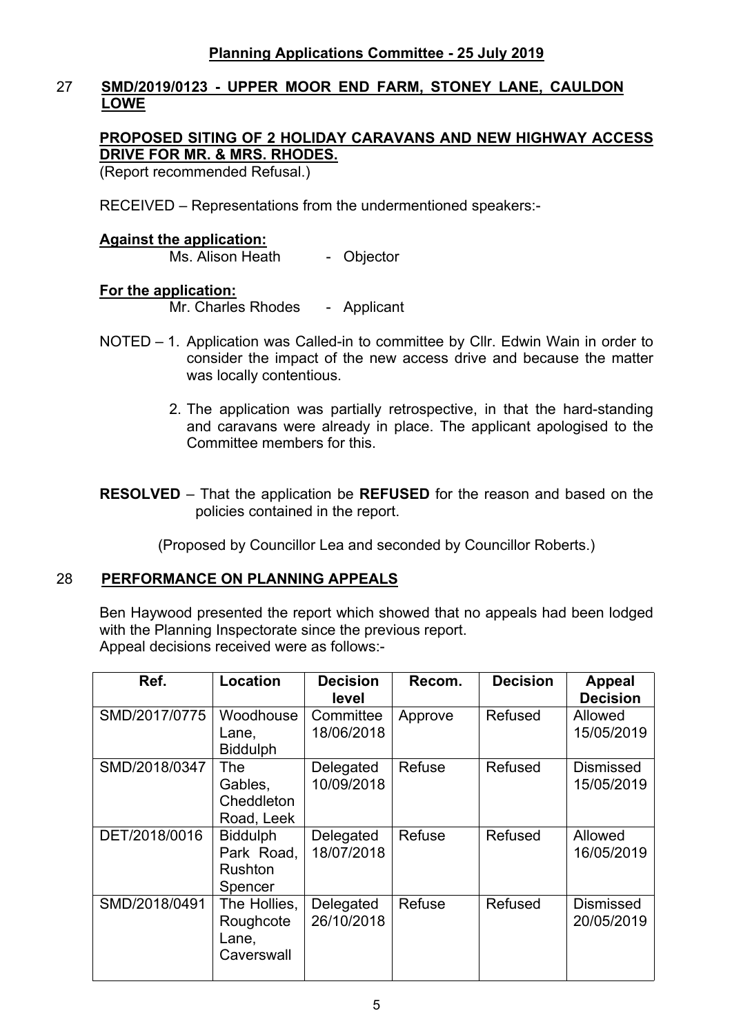## Planning Applications Committee - 25 July 2019

### 27 SMD/2019/0123 - UPPER MOOR END FARM, STONEY LANE, CAULDON LOWE

**PROPOSED SITING OF 2 HOLIDAY CARAVANS AND NEW HIGHWAY ACCESS DRIVE FOR MR. & MRS. RHODES.**

(Report recommended Refusal.)

RECEIVED – Representations from the undermentioned speakers:-

**Against the application:**

Ms. Alison Heath - Objector

**For the application:**

Mr. Charles Rhodes - Applicant

NOTED – 1. Application was Called-in to committee by Cllr. Edwin Wain in order to consider the impact of the new access drive and because the matter was locally contentious.

2. The application was partially retrospective, in that the hard-standing and caravans were already in place. The applicant apologised to the Committee members for this.

**RESOLVED** – That the application be **REFUSED** for the reason and based on the policies contained in the report.

(Proposed by Councillor Lea and seconded by Councillor Roberts.)

### 28 PERFORMANCE ON PLANNING APPEALS

Ben Haywood presented the report which showed that no appeals had been lodged with the Planning Inspectorate since the previous report.
Appeal decisions received were as follows:-

| Ref. | Location | Decision level | Recom. | Decision | Appeal Decision |
|---|---|---|---|---|---|
| SMD/2017/0775 | Woodhouse Lane, Biddulph | Committee 18/06/2018 | Approve | Refused | Allowed 15/05/2019 |
| SMD/2018/0347 | The Gables, Cheddleton Road, Leek | Delegated 10/09/2018 | Refuse | Refused | Dismissed 15/05/2019 |
| DET/2018/0016 | Biddulph Park Road, Rushton Spencer | Delegated 18/07/2018 | Refuse | Refused | Allowed 16/05/2019 |
| SMD/2018/0491 | The Hollies, Roughcote Lane, Caverswall | Delegated 26/10/2018 | Refuse | Refused | Dismissed 20/05/2019 |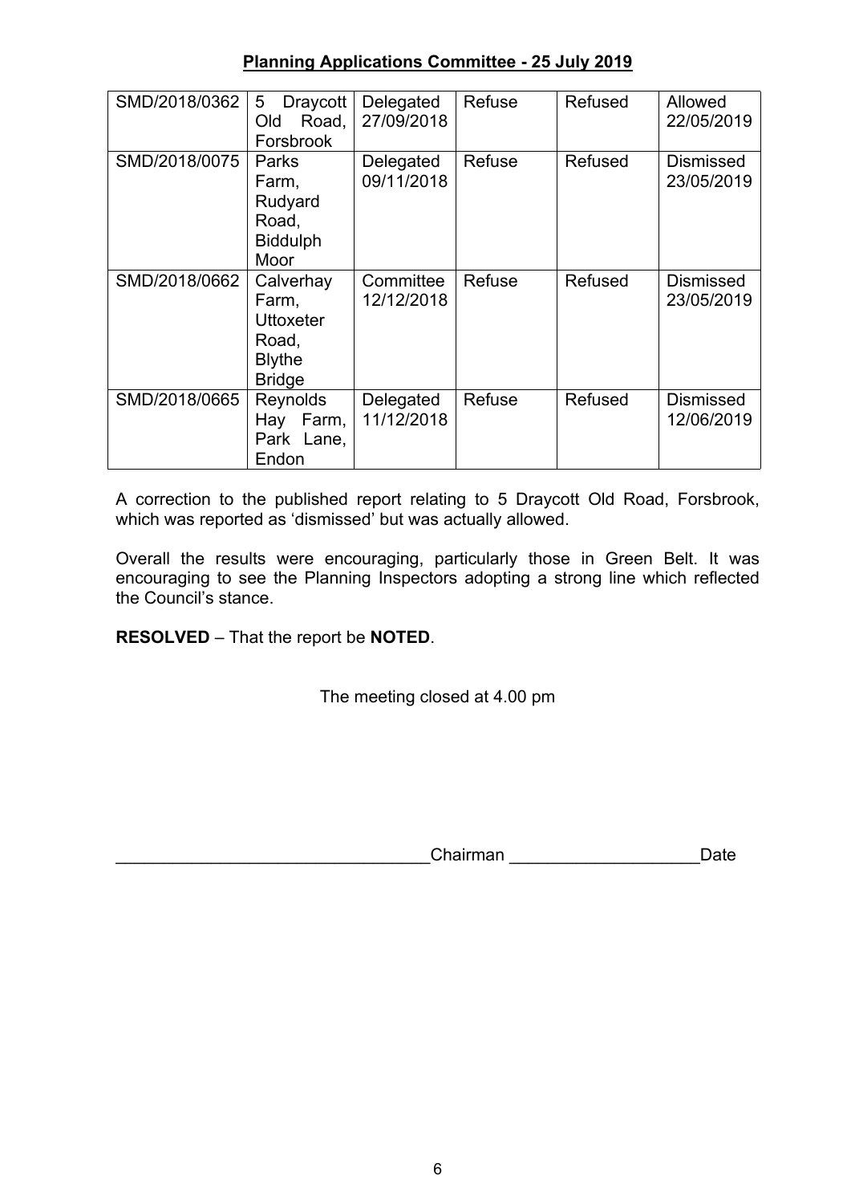**Planning Applications Committee - 25 July 2019**

| | | | | | |
|---|---|---|---|---|---|
| SMD/2018/0362 | 5 Draycott Old Road, Forsbrook | Delegated 27/09/2018 | Refuse | Refused | Allowed 22/05/2019 |
| SMD/2018/0075 | Parks Farm, Rudyard Road, Biddulph Moor | Delegated 09/11/2018 | Refuse | Refused | Dismissed 23/05/2019 |
| SMD/2018/0662 | Calverhay Farm, Uttoxeter Road, Blythe Bridge | Committee 12/12/2018 | Refuse | Refused | Dismissed 23/05/2019 |
| SMD/2018/0665 | Reynolds Hay Farm, Park Lane, Endon | Delegated 11/12/2018 | Refuse | Refused | Dismissed 12/06/2019 |

A correction to the published report relating to 5 Draycott Old Road, Forsbrook, which was reported as 'dismissed' but was actually allowed.

Overall the results were encouraging, particularly those in Green Belt. It was encouraging to see the Planning Inspectors adopting a strong line which reflected the Council's stance.

**RESOLVED** – That the report be **NOTED**.

The meeting closed at 4.00 pm

________________________________Chairman ___________________Date